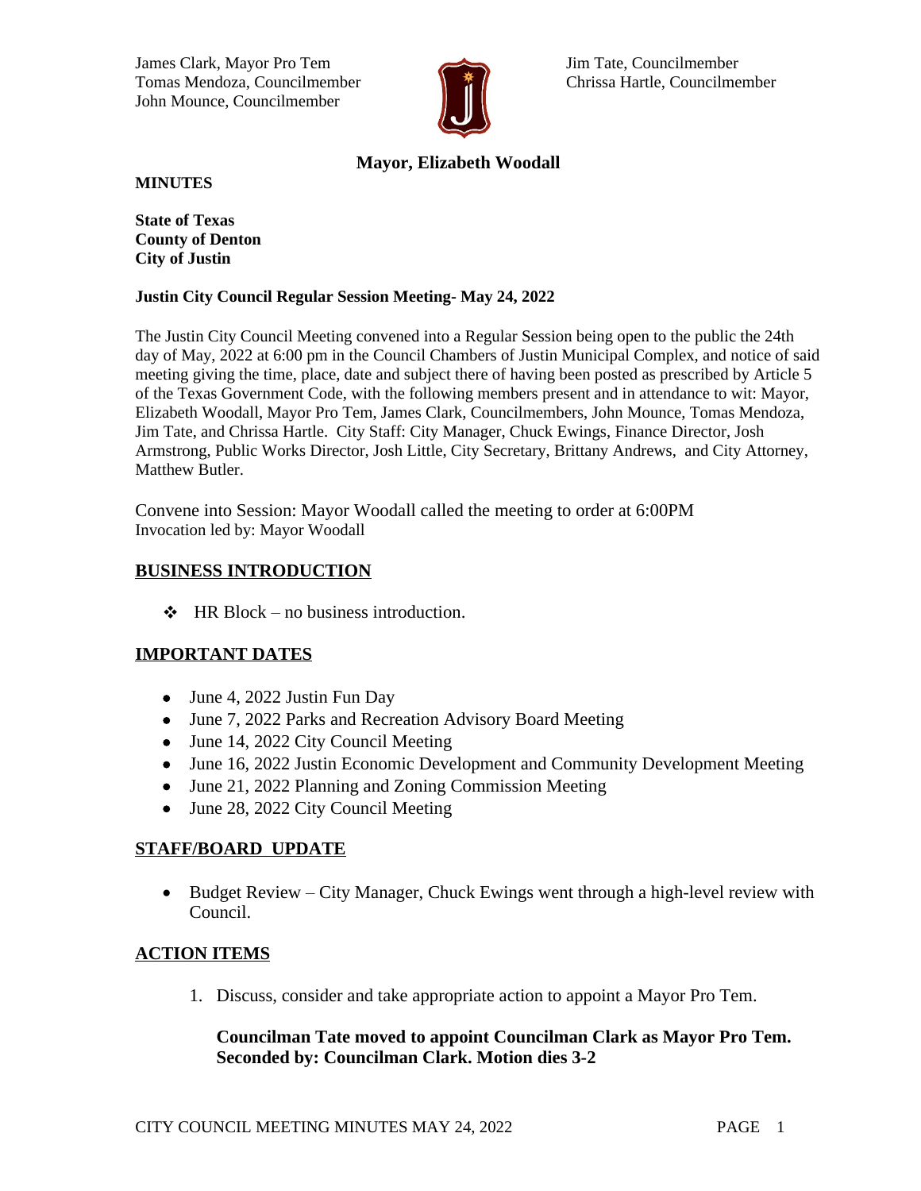James Clark, Mayor Pro Tem
Tomas Mendoza, Councilmember
John Mounce, Councilmember

Jim Tate, Councilmember
Chrissa Hartle, Councilmember

**Mayor, Elizabeth Woodall**

**MINUTES**

**State of Texas**
**County of Denton**
**City of Justin**

**Justin City Council Regular Session Meeting- May 24, 2022**

The Justin City Council Meeting convened into a Regular Session being open to the public the 24th day of May, 2022 at 6:00 pm in the Council Chambers of Justin Municipal Complex, and notice of said meeting giving the time, place, date and subject there of having been posted as prescribed by Article 5 of the Texas Government Code, with the following members present and in attendance to wit: Mayor, Elizabeth Woodall, Mayor Pro Tem, James Clark, Councilmembers, John Mounce, Tomas Mendoza, Jim Tate, and Chrissa Hartle. City Staff: City Manager, Chuck Ewings, Finance Director, Josh Armstrong, Public Works Director, Josh Little, City Secretary, Brittany Andrews, and City Attorney, Matthew Butler.

Convene into Session: Mayor Woodall called the meeting to order at 6:00PM
Invocation led by: Mayor Woodall

## BUSINESS INTRODUCTION

- HR Block – no business introduction.

## IMPORTANT DATES

- June 4, 2022 Justin Fun Day
- June 7, 2022 Parks and Recreation Advisory Board Meeting
- June 14, 2022 City Council Meeting
- June 16, 2022 Justin Economic Development and Community Development Meeting
- June 21, 2022 Planning and Zoning Commission Meeting
- June 28, 2022 City Council Meeting

## STAFF/BOARD UPDATE

- Budget Review – City Manager, Chuck Ewings went through a high-level review with Council.

## ACTION ITEMS

1. Discuss, consider and take appropriate action to appoint a Mayor Pro Tem.

   **Councilman Tate moved to appoint Councilman Clark as Mayor Pro Tem. Seconded by: Councilman Clark. Motion dies 3-2**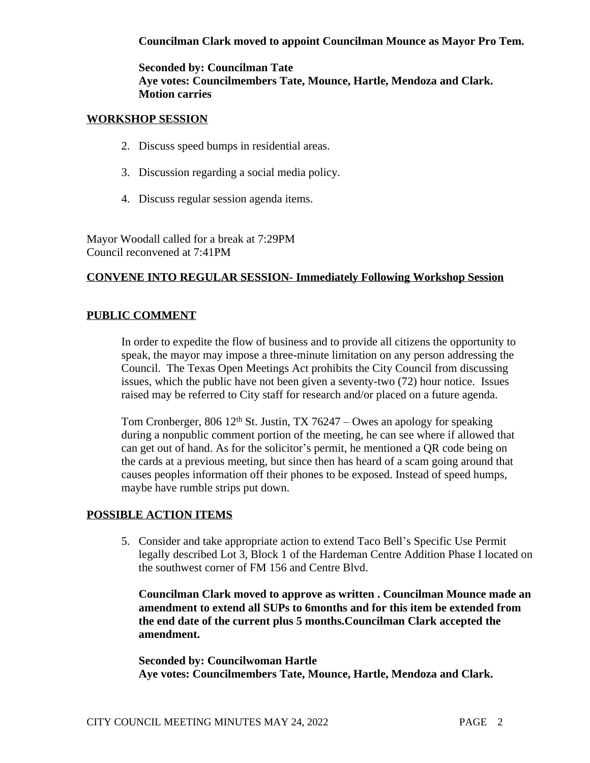**Councilman Clark moved to appoint Councilman Mounce as Mayor Pro Tem.**

**Seconded by: Councilman Tate**
**Aye votes: Councilmembers Tate, Mounce, Hartle, Mendoza and Clark.**
**Motion carries**

## WORKSHOP SESSION

2. Discuss speed bumps in residential areas.

3. Discussion regarding a social media policy.

4. Discuss regular session agenda items.

Mayor Woodall called for a break at 7:29PM
Council reconvened at 7:41PM

## CONVENE INTO REGULAR SESSION- Immediately Following Workshop Session

## PUBLIC COMMENT

In order to expedite the flow of business and to provide all citizens the opportunity to speak, the mayor may impose a three-minute limitation on any person addressing the Council. The Texas Open Meetings Act prohibits the City Council from discussing issues, which the public have not been given a seventy-two (72) hour notice. Issues raised may be referred to City staff for research and/or placed on a future agenda.

Tom Cronberger, 806 12th St. Justin, TX 76247 – Owes an apology for speaking during a nonpublic comment portion of the meeting, he can see where if allowed that can get out of hand. As for the solicitor's permit, he mentioned a QR code being on the cards at a previous meeting, but since then has heard of a scam going around that causes peoples information off their phones to be exposed. Instead of speed humps, maybe have rumble strips put down.

## POSSIBLE ACTION ITEMS

5. Consider and take appropriate action to extend Taco Bell's Specific Use Permit legally described Lot 3, Block 1 of the Hardeman Centre Addition Phase I located on the southwest corner of FM 156 and Centre Blvd.

**Councilman Clark moved to approve as written . Councilman Mounce made an amendment to extend all SUPs to 6months and for this item be extended from the end date of the current plus 5 months.Councilman Clark accepted the amendment.**

**Seconded by: Councilwoman Hartle**
**Aye votes: Councilmembers Tate, Mounce, Hartle, Mendoza and Clark.**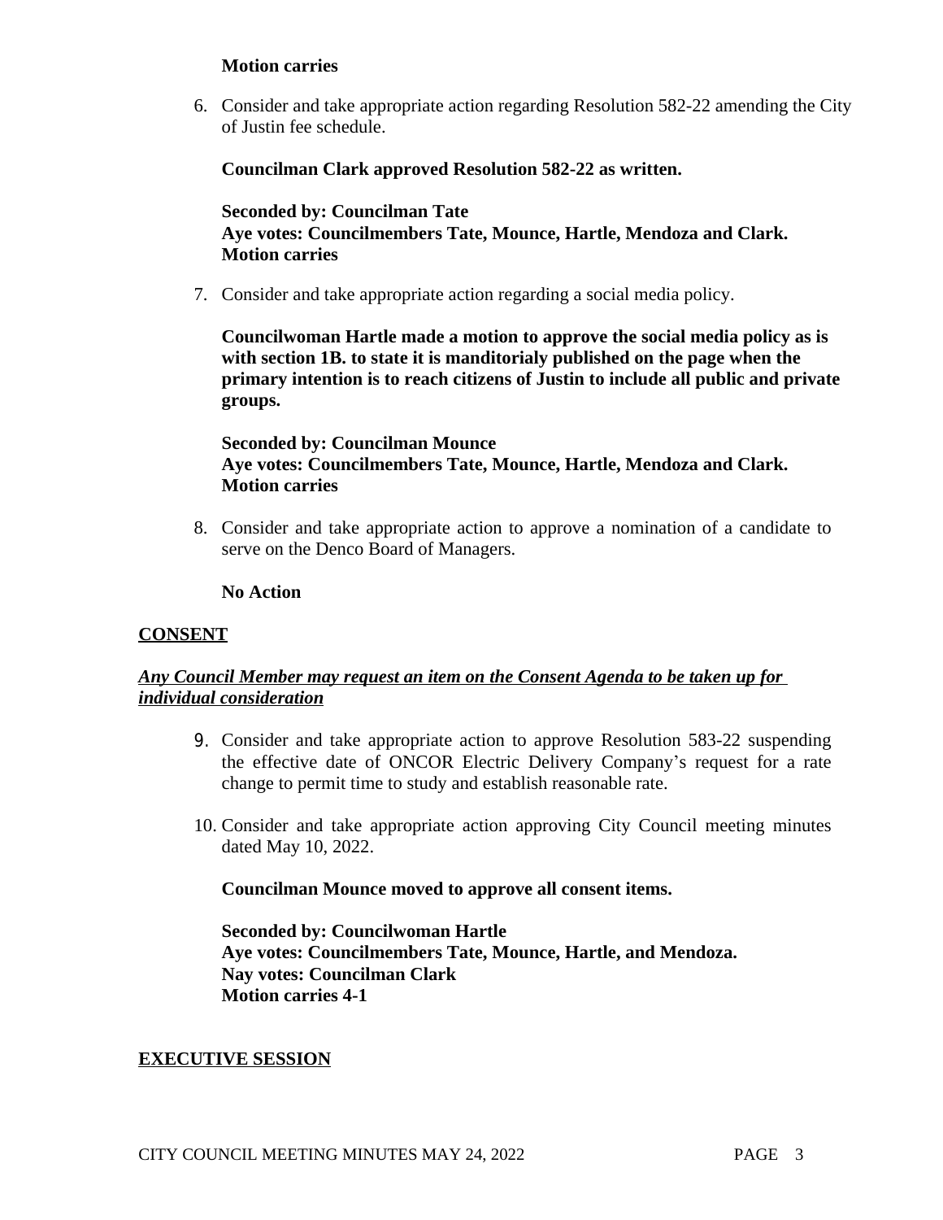**Motion carries**

6. Consider and take appropriate action regarding Resolution 582-22 amending the City of Justin fee schedule.

   **Councilman Clark approved Resolution 582-22 as written.**

   **Seconded by: Councilman Tate**
   **Aye votes: Councilmembers Tate, Mounce, Hartle, Mendoza and Clark.**
   **Motion carries**

7. Consider and take appropriate action regarding a social media policy.

   **Councilwoman Hartle made a motion to approve the social media policy as is with section 1B. to state it is manditorialy published on the page when the primary intention is to reach citizens of Justin to include all public and private groups.**

   **Seconded by: Councilman Mounce**
   **Aye votes: Councilmembers Tate, Mounce, Hartle, Mendoza and Clark.**
   **Motion carries**

8. Consider and take appropriate action to approve a nomination of a candidate to serve on the Denco Board of Managers.

   **No Action**

## CONSENT

***Any Council Member may request an item on the Consent Agenda to be taken up for individual consideration***

9. Consider and take appropriate action to approve Resolution 583-22 suspending the effective date of ONCOR Electric Delivery Company's request for a rate change to permit time to study and establish reasonable rate.

10. Consider and take appropriate action approving City Council meeting minutes dated May 10, 2022.

    **Councilman Mounce moved to approve all consent items.**

    **Seconded by: Councilwoman Hartle**
    **Aye votes: Councilmembers Tate, Mounce, Hartle, and Mendoza.**
    **Nay votes: Councilman Clark**
    **Motion carries 4-1**

## EXECUTIVE SESSION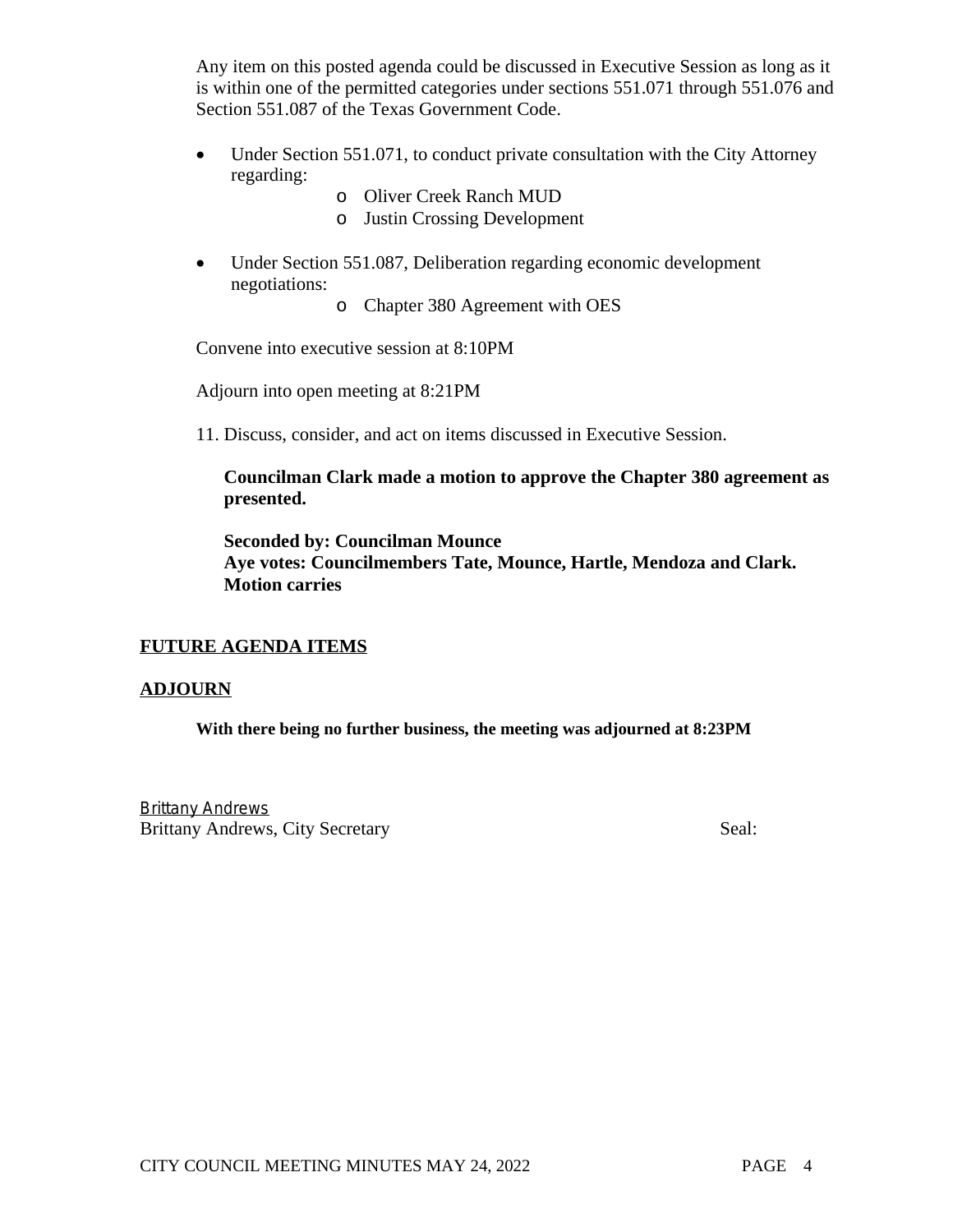Any item on this posted agenda could be discussed in Executive Session as long as it is within one of the permitted categories under sections 551.071 through 551.076 and Section 551.087 of the Texas Government Code.

- Under Section 551.071, to conduct private consultation with the City Attorney regarding:
  - Oliver Creek Ranch MUD
  - Justin Crossing Development

- Under Section 551.087, Deliberation regarding economic development negotiations:
  - Chapter 380 Agreement with OES

Convene into executive session at 8:10PM

Adjourn into open meeting at 8:21PM

11. Discuss, consider, and act on items discussed in Executive Session.

    **Councilman Clark made a motion to approve the Chapter 380 agreement as presented.**

    **Seconded by: Councilman Mounce**
    **Aye votes: Councilmembers Tate, Mounce, Hartle, Mendoza and Clark.**
    **Motion carries**

## FUTURE AGENDA ITEMS

## ADJOURN

**With there being no further business, the meeting was adjourned at 8:23PM**

*Brittany Andrews*
Brittany Andrews, City Secretary

Seal: